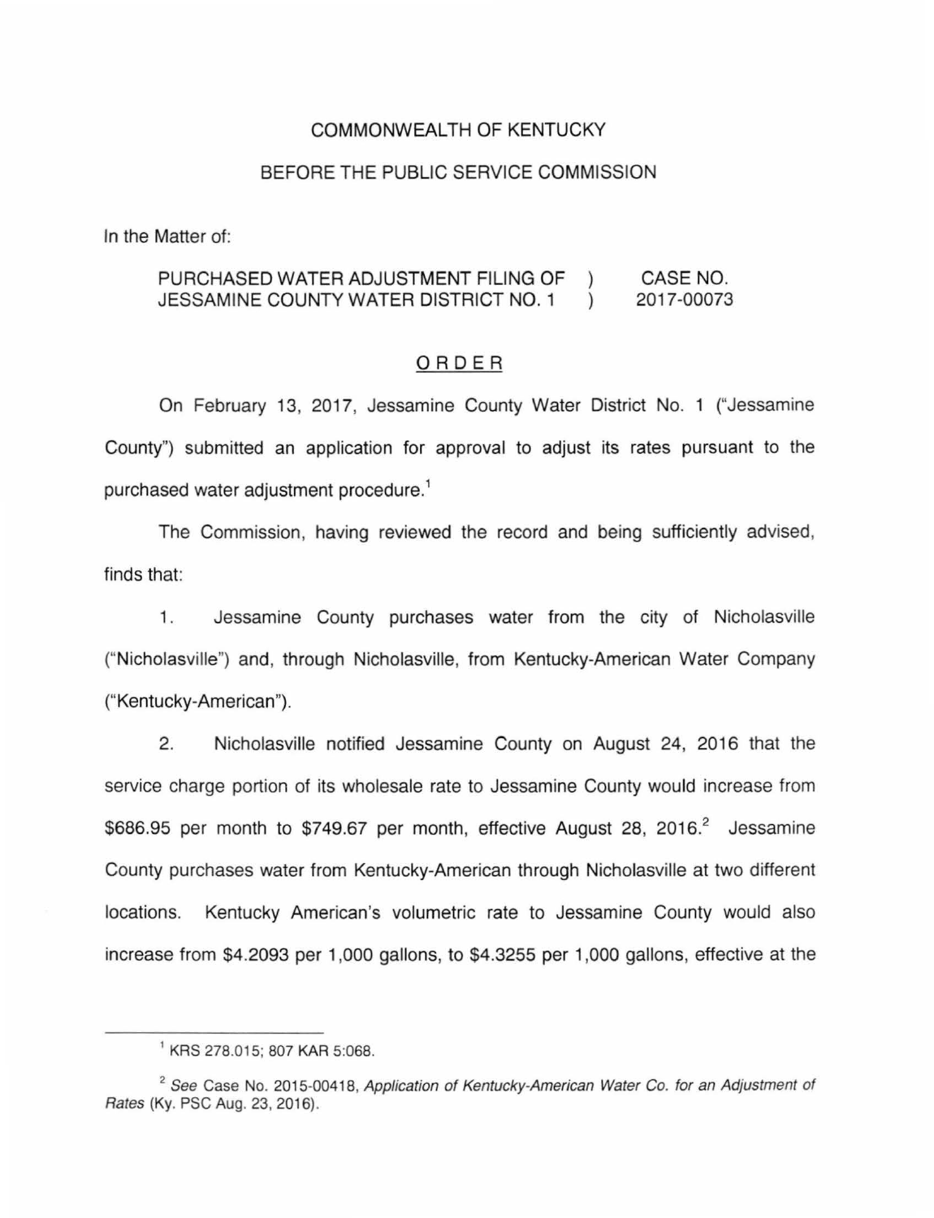COMMONWEALTH OF KENTUCKY

BEFORE THE PUBLIC SERVICE COMMISSION

In the Matter of:

| | | |
|---|---|---|
| PURCHASED WATER ADJUSTMENT FILING OF JESSAMINE COUNTY WATER DISTRICT NO. 1 | ) ) | CASE NO. 2017-00073 |

ORDER

On February 13, 2017, Jessamine County Water District No. 1 ("Jessamine County") submitted an application for approval to adjust its rates pursuant to the purchased water adjustment procedure.[1]

The Commission, having reviewed the record and being sufficiently advised, finds that:

1. Jessamine County purchases water from the city of Nicholasville ("Nicholasville") and, through Nicholasville, from Kentucky-American Water Company ("Kentucky-American").

2. Nicholasville notified Jessamine County on August 24, 2016 that the service charge portion of its wholesale rate to Jessamine County would increase from $686.95 per month to $749.67 per month, effective August 28, 2016.[2] Jessamine County purchases water from Kentucky-American through Nicholasville at two different locations. Kentucky American's volumetric rate to Jessamine County would also increase from $4.2093 per 1,000 gallons, to $4.3255 per 1,000 gallons, effective at the

---

[1] KRS 278.015; 807 KAR 5:068.

[2] *See* Case No. 2015-00418, *Application of Kentucky-American Water Co. for an Adjustment of Rates* (Ky. PSC Aug. 23, 2016).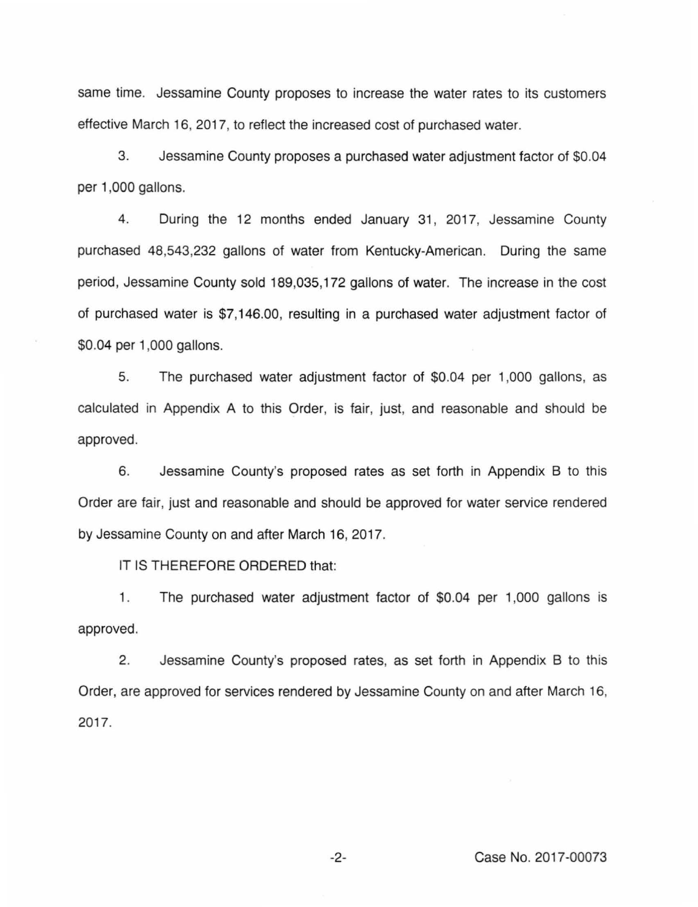same time. Jessamine County proposes to increase the water rates to its customers effective March 16, 2017, to reflect the increased cost of purchased water.

3. Jessamine County proposes a purchased water adjustment factor of $0.04 per 1,000 gallons.

4. During the 12 months ended January 31, 2017, Jessamine County purchased 48,543,232 gallons of water from Kentucky-American. During the same period, Jessamine County sold 189,035,172 gallons of water. The increase in the cost of purchased water is $7,146.00, resulting in a purchased water adjustment factor of $0.04 per 1,000 gallons.

5. The purchased water adjustment factor of $0.04 per 1,000 gallons, as calculated in Appendix A to this Order, is fair, just, and reasonable and should be approved.

6. Jessamine County's proposed rates as set forth in Appendix B to this Order are fair, just and reasonable and should be approved for water service rendered by Jessamine County on and after March 16, 2017.

IT IS THEREFORE ORDERED that:

1. The purchased water adjustment factor of $0.04 per 1,000 gallons is approved.

2. Jessamine County's proposed rates, as set forth in Appendix B to this Order, are approved for services rendered by Jessamine County on and after March 16, 2017.

Case No. 2017-00073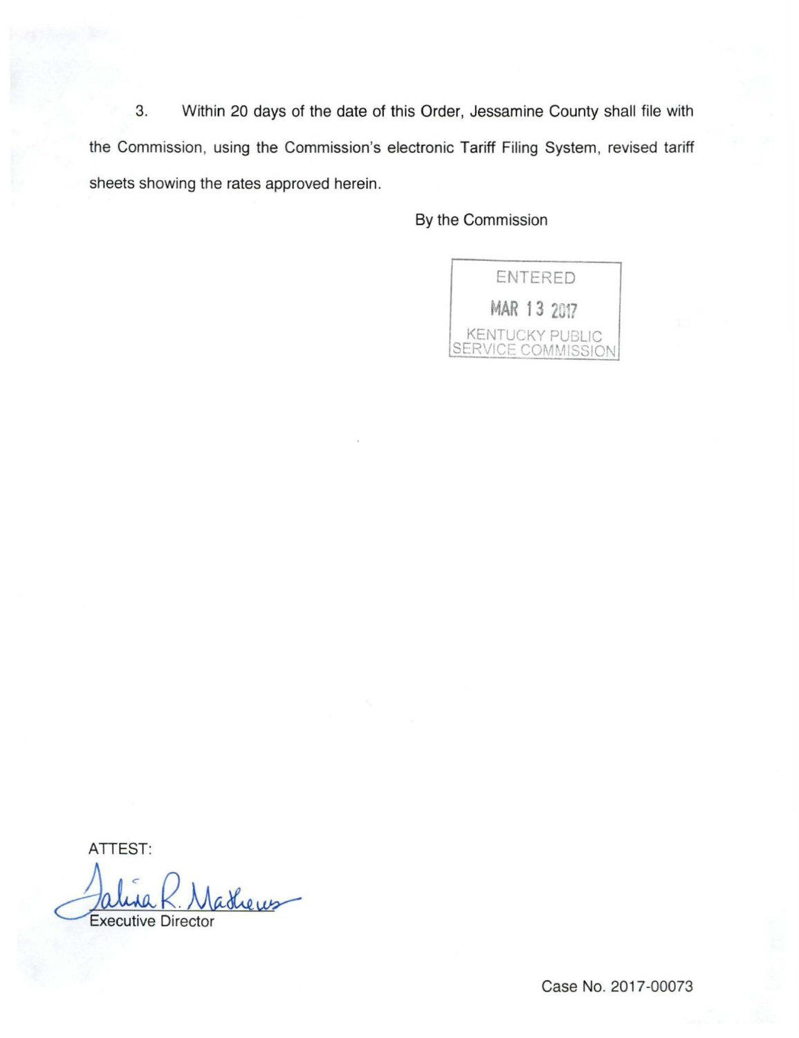3. Within 20 days of the date of this Order, Jessamine County shall file with the Commission, using the Commission's electronic Tariff Filing System, revised tariff sheets showing the rates approved herein.

By the Commission

ENTERED
MAR 13 2017
KENTUCKY PUBLIC
SERVICE COMMISSION

ATTEST:

Talina R. Mathews
Executive Director

Case No. 2017-00073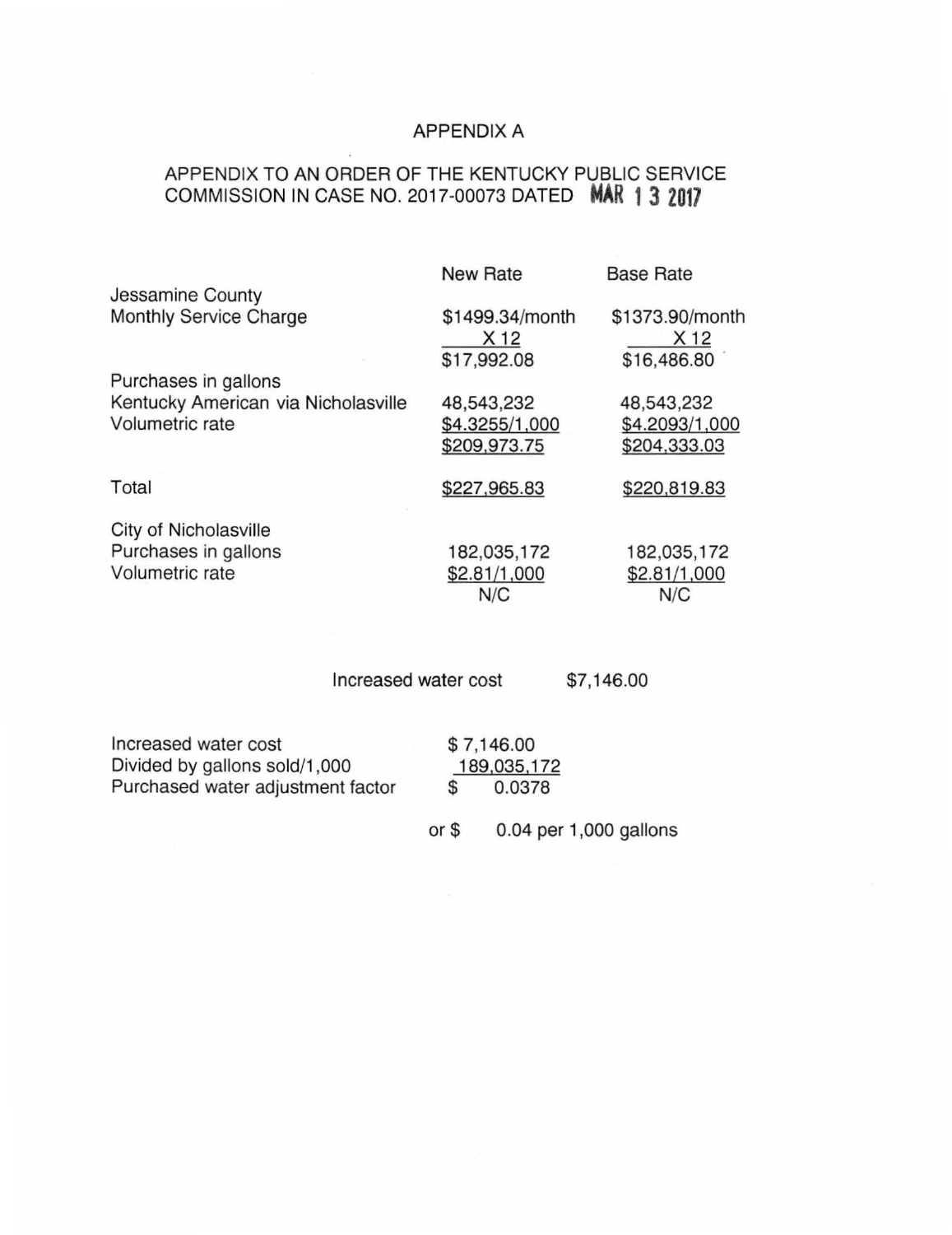# APPENDIX A

## APPENDIX TO AN ORDER OF THE KENTUCKY PUBLIC SERVICE COMMISSION IN CASE NO. 2017-00073 DATED MAR 13 2017

| | New Rate | Base Rate |
|---|---|---|
| Jessamine County | | |
| Monthly Service Charge | $1499.34/month | $1373.90/month |
| | X 12 | X 12 |
| | $17,992.08 | $16,486.80 |
| Purchases in gallons | | |
| Kentucky American via Nicholasville | 48,543,232 | 48,543,232 |
| Volumetric rate | $4.3255/1,000 | $4.2093/1,000 |
| | $209,973.75 | $204,333.03 |
| Total | $227,965.83 | $220,819.83 |
| City of Nicholasville | | |
| Purchases in gallons | 182,035,172 | 182,035,172 |
| Volumetric rate | $2.81/1,000 | $2.81/1,000 |
| | N/C | N/C |

Increased water cost $7,146.00

| | |
|---|---|
| Increased water cost | $ 7,146.00 |
| Divided by gallons sold/1,000 | 189,035,172 |
| Purchased water adjustment factor | $ 0.0378 |

or $ 0.04 per 1,000 gallons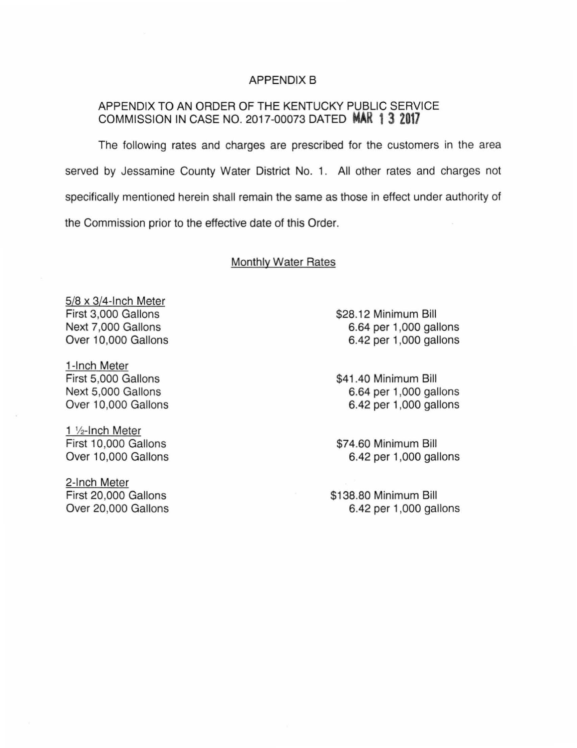# APPENDIX B

## APPENDIX TO AN ORDER OF THE KENTUCKY PUBLIC SERVICE COMMISSION IN CASE NO. 2017-00073 DATED MAR 13 2017

The following rates and charges are prescribed for the customers in the area served by Jessamine County Water District No. 1. All other rates and charges not specifically mentioned herein shall remain the same as those in effect under authority of the Commission prior to the effective date of this Order.

### Monthly Water Rates

| 5/8 x 3/4-Inch Meter | |
|---|---|
| First 3,000 Gallons | $28.12 Minimum Bill |
| Next 7,000 Gallons | 6.64 per 1,000 gallons |
| Over 10,000 Gallons | 6.42 per 1,000 gallons |

| 1-Inch Meter | |
|---|---|
| First 5,000 Gallons | $41.40 Minimum Bill |
| Next 5,000 Gallons | 6.64 per 1,000 gallons |
| Over 10,000 Gallons | 6.42 per 1,000 gallons |

| 1 ½-Inch Meter | |
|---|---|
| First 10,000 Gallons | $74.60 Minimum Bill |
| Over 10,000 Gallons | 6.42 per 1,000 gallons |

| 2-Inch Meter | |
|---|---|
| First 20,000 Gallons | $138.80 Minimum Bill |
| Over 20,000 Gallons | 6.42 per 1,000 gallons |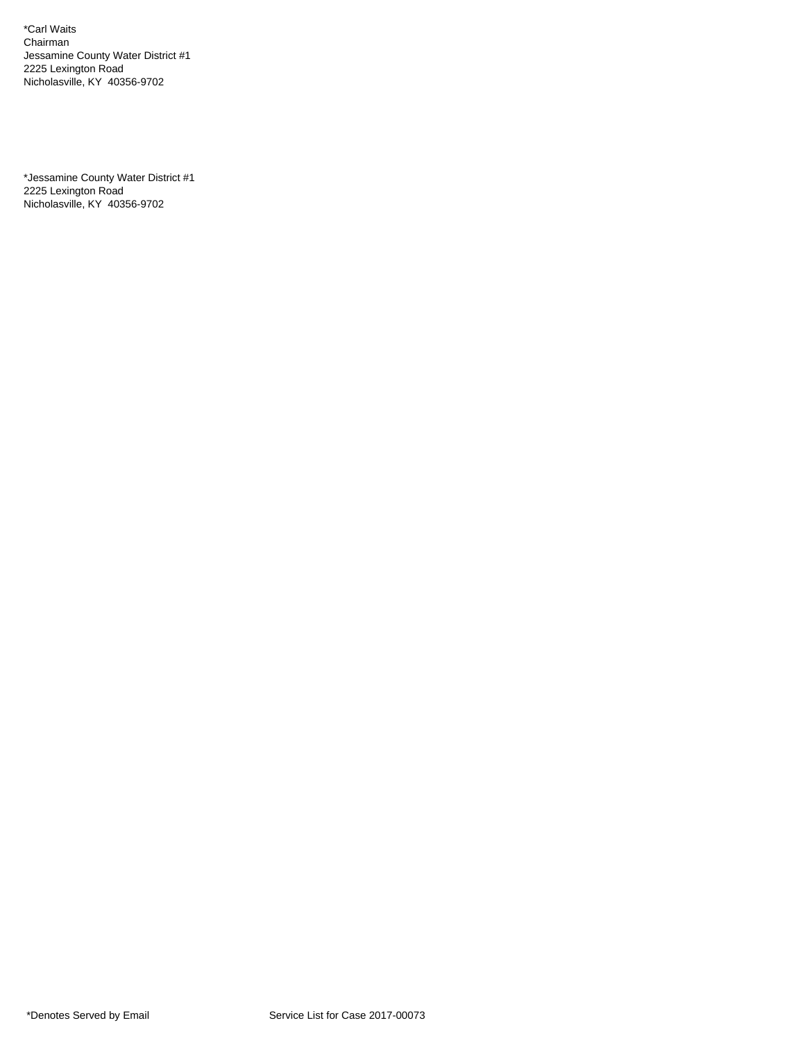*Carl Waits
Chairman
Jessamine County Water District #1
2225 Lexington Road
Nicholasville, KY  40356-9702

*Jessamine County Water District #1
2225 Lexington Road
Nicholasville, KY  40356-9702

*Denotes Served by Email

Service List for Case 2017-00073